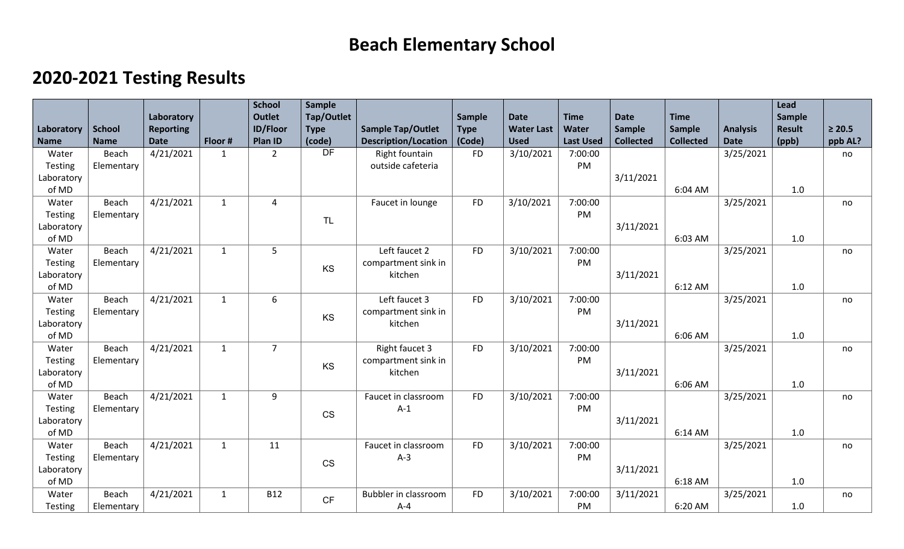# Beach Elementary School

## 2020-2021 Testing Results

| Laboratory Name | School Name | Laboratory Reporting Date | Floor # | School Outlet ID/Floor Plan ID | Sample Tap/Outlet Type (code) | Sample Tap/Outlet Description/Location | Sample Type (Code) | Date Water Last Used | Time Water Last Used | Date Sample Collected | Time Sample Collected | Analysis Date | Lead Sample Result (ppb) | ≥ 20.5 ppb AL? |
|---|---|---|---|---|---|---|---|---|---|---|---|---|---|---|
| Water Testing Laboratory of MD | Beach Elementary | 4/21/2021 | 1 | 2 | DF | Right fountain outside cafeteria | FD | 3/10/2021 | 7:00:00 PM | 3/11/2021 | 6:04 AM | 3/25/2021 | 1.0 | no |
| Water Testing Laboratory of MD | Beach Elementary | 4/21/2021 | 1 | 4 | TL | Faucet in lounge | FD | 3/10/2021 | 7:00:00 PM | 3/11/2021 | 6:03 AM | 3/25/2021 | 1.0 | no |
| Water Testing Laboratory of MD | Beach Elementary | 4/21/2021 | 1 | 5 | KS | Left faucet 2 compartment sink in kitchen | FD | 3/10/2021 | 7:00:00 PM | 3/11/2021 | 6:12 AM | 3/25/2021 | 1.0 | no |
| Water Testing Laboratory of MD | Beach Elementary | 4/21/2021 | 1 | 6 | KS | Left faucet 3 compartment sink in kitchen | FD | 3/10/2021 | 7:00:00 PM | 3/11/2021 | 6:06 AM | 3/25/2021 | 1.0 | no |
| Water Testing Laboratory of MD | Beach Elementary | 4/21/2021 | 1 | 7 | KS | Right faucet 3 compartment sink in kitchen | FD | 3/10/2021 | 7:00:00 PM | 3/11/2021 | 6:06 AM | 3/25/2021 | 1.0 | no |
| Water Testing Laboratory of MD | Beach Elementary | 4/21/2021 | 1 | 9 | CS | Faucet in classroom A-1 | FD | 3/10/2021 | 7:00:00 PM | 3/11/2021 | 6:14 AM | 3/25/2021 | 1.0 | no |
| Water Testing Laboratory of MD | Beach Elementary | 4/21/2021 | 1 | 11 | CS | Faucet in classroom A-3 | FD | 3/10/2021 | 7:00:00 PM | 3/11/2021 | 6:18 AM | 3/25/2021 | 1.0 | no |
| Water Testing | Beach Elementary | 4/21/2021 | 1 | B12 | CF | Bubbler in classroom A-4 | FD | 3/10/2021 | 7:00:00 PM | 3/11/2021 | 6:20 AM | 3/25/2021 | 1.0 | no |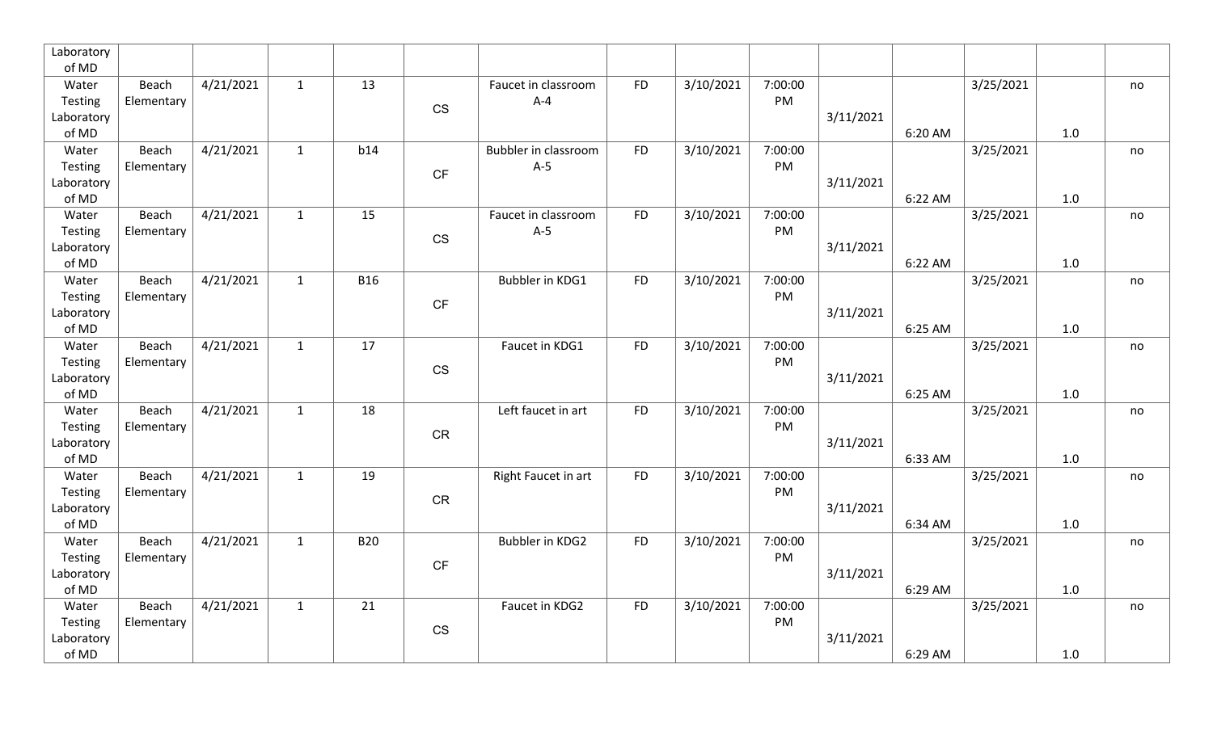| | | | | | | | | | | | | | | |
|---|---|---|---|---|---|---|---|---|---|---|---|---|---|---|
| Laboratory of MD | | | | | | | | | | | | | | |
| Water Testing Laboratory of MD | Beach Elementary | 4/21/2021 | 1 | 13 | CS | Faucet in classroom A-4 | FD | 3/10/2021 | 7:00:00 PM | 3/11/2021 | 6:20 AM | 3/25/2021 | 1.0 | no |
| Water Testing Laboratory of MD | Beach Elementary | 4/21/2021 | 1 | b14 | CF | Bubbler in classroom A-5 | FD | 3/10/2021 | 7:00:00 PM | 3/11/2021 | 6:22 AM | 3/25/2021 | 1.0 | no |
| Water Testing Laboratory of MD | Beach Elementary | 4/21/2021 | 1 | 15 | CS | Faucet in classroom A-5 | FD | 3/10/2021 | 7:00:00 PM | 3/11/2021 | 6:22 AM | 3/25/2021 | 1.0 | no |
| Water Testing Laboratory of MD | Beach Elementary | 4/21/2021 | 1 | B16 | CF | Bubbler in KDG1 | FD | 3/10/2021 | 7:00:00 PM | 3/11/2021 | 6:25 AM | 3/25/2021 | 1.0 | no |
| Water Testing Laboratory of MD | Beach Elementary | 4/21/2021 | 1 | 17 | CS | Faucet in KDG1 | FD | 3/10/2021 | 7:00:00 PM | 3/11/2021 | 6:25 AM | 3/25/2021 | 1.0 | no |
| Water Testing Laboratory of MD | Beach Elementary | 4/21/2021 | 1 | 18 | CR | Left faucet in art | FD | 3/10/2021 | 7:00:00 PM | 3/11/2021 | 6:33 AM | 3/25/2021 | 1.0 | no |
| Water Testing Laboratory of MD | Beach Elementary | 4/21/2021 | 1 | 19 | CR | Right Faucet in art | FD | 3/10/2021 | 7:00:00 PM | 3/11/2021 | 6:34 AM | 3/25/2021 | 1.0 | no |
| Water Testing Laboratory of MD | Beach Elementary | 4/21/2021 | 1 | B20 | CF | Bubbler in KDG2 | FD | 3/10/2021 | 7:00:00 PM | 3/11/2021 | 6:29 AM | 3/25/2021 | 1.0 | no |
| Water Testing Laboratory of MD | Beach Elementary | 4/21/2021 | 1 | 21 | CS | Faucet in KDG2 | FD | 3/10/2021 | 7:00:00 PM | 3/11/2021 | 6:29 AM | 3/25/2021 | 1.0 | no |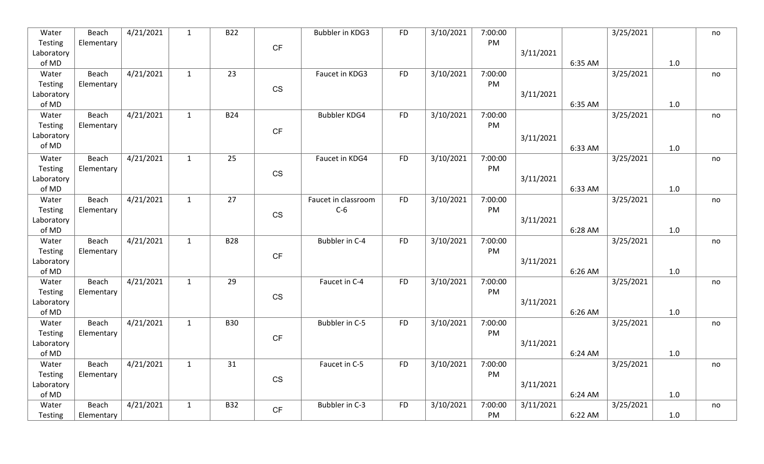| Water Testing Laboratory of MD | Beach Elementary | 4/21/2021 | 1 | B22 | CF | Bubbler in KDG3 | FD | 3/10/2021 | 7:00:00 PM | 3/11/2021 | 6:35 AM | 3/25/2021 | 1.0 | no |
|---|---|---|---|---|---|---|---|---|---|---|---|---|---|---|
| Water Testing Laboratory of MD | Beach Elementary | 4/21/2021 | 1 | 23 | CS | Faucet in KDG3 | FD | 3/10/2021 | 7:00:00 PM | 3/11/2021 | 6:35 AM | 3/25/2021 | 1.0 | no |
| Water Testing Laboratory of MD | Beach Elementary | 4/21/2021 | 1 | B24 | CF | Bubbler KDG4 | FD | 3/10/2021 | 7:00:00 PM | 3/11/2021 | 6:33 AM | 3/25/2021 | 1.0 | no |
| Water Testing Laboratory of MD | Beach Elementary | 4/21/2021 | 1 | 25 | CS | Faucet in KDG4 | FD | 3/10/2021 | 7:00:00 PM | 3/11/2021 | 6:33 AM | 3/25/2021 | 1.0 | no |
| Water Testing Laboratory of MD | Beach Elementary | 4/21/2021 | 1 | 27 | CS | Faucet in classroom C-6 | FD | 3/10/2021 | 7:00:00 PM | 3/11/2021 | 6:28 AM | 3/25/2021 | 1.0 | no |
| Water Testing Laboratory of MD | Beach Elementary | 4/21/2021 | 1 | B28 | CF | Bubbler in C-4 | FD | 3/10/2021 | 7:00:00 PM | 3/11/2021 | 6:26 AM | 3/25/2021 | 1.0 | no |
| Water Testing Laboratory of MD | Beach Elementary | 4/21/2021 | 1 | 29 | CS | Faucet in C-4 | FD | 3/10/2021 | 7:00:00 PM | 3/11/2021 | 6:26 AM | 3/25/2021 | 1.0 | no |
| Water Testing Laboratory of MD | Beach Elementary | 4/21/2021 | 1 | B30 | CF | Bubbler in C-5 | FD | 3/10/2021 | 7:00:00 PM | 3/11/2021 | 6:24 AM | 3/25/2021 | 1.0 | no |
| Water Testing Laboratory of MD | Beach Elementary | 4/21/2021 | 1 | 31 | CS | Faucet in C-5 | FD | 3/10/2021 | 7:00:00 PM | 3/11/2021 | 6:24 AM | 3/25/2021 | 1.0 | no |
| Water Testing | Beach Elementary | 4/21/2021 | 1 | B32 | CF | Bubbler in C-3 | FD | 3/10/2021 | 7:00:00 PM | 3/11/2021 | 6:22 AM | 3/25/2021 | 1.0 | no |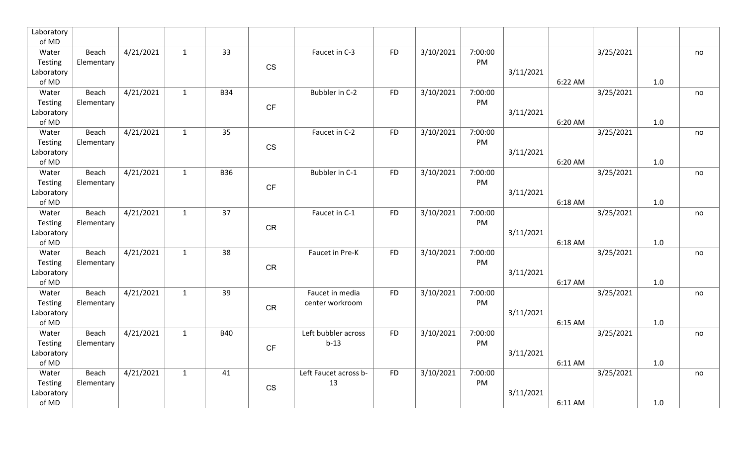| | | | | | | | | | | | | | | |
|---|---|---|---|---|---|---|---|---|---|---|---|---|---|---|
| Laboratory of MD | | | | | | | | | | | | | | |
| Water Testing Laboratory of MD | Beach Elementary | 4/21/2021 | 1 | 33 | CS | Faucet in C-3 | FD | 3/10/2021 | 7:00:00 PM | 3/11/2021 | 6:22 AM | 3/25/2021 | 1.0 | no |
| Water Testing Laboratory of MD | Beach Elementary | 4/21/2021 | 1 | B34 | CF | Bubbler in C-2 | FD | 3/10/2021 | 7:00:00 PM | 3/11/2021 | 6:20 AM | 3/25/2021 | 1.0 | no |
| Water Testing Laboratory of MD | Beach Elementary | 4/21/2021 | 1 | 35 | CS | Faucet in C-2 | FD | 3/10/2021 | 7:00:00 PM | 3/11/2021 | 6:20 AM | 3/25/2021 | 1.0 | no |
| Water Testing Laboratory of MD | Beach Elementary | 4/21/2021 | 1 | B36 | CF | Bubbler in C-1 | FD | 3/10/2021 | 7:00:00 PM | 3/11/2021 | 6:18 AM | 3/25/2021 | 1.0 | no |
| Water Testing Laboratory of MD | Beach Elementary | 4/21/2021 | 1 | 37 | CR | Faucet in C-1 | FD | 3/10/2021 | 7:00:00 PM | 3/11/2021 | 6:18 AM | 3/25/2021 | 1.0 | no |
| Water Testing Laboratory of MD | Beach Elementary | 4/21/2021 | 1 | 38 | CR | Faucet in Pre-K | FD | 3/10/2021 | 7:00:00 PM | 3/11/2021 | 6:17 AM | 3/25/2021 | 1.0 | no |
| Water Testing Laboratory of MD | Beach Elementary | 4/21/2021 | 1 | 39 | CR | Faucet in media center workroom | FD | 3/10/2021 | 7:00:00 PM | 3/11/2021 | 6:15 AM | 3/25/2021 | 1.0 | no |
| Water Testing Laboratory of MD | Beach Elementary | 4/21/2021 | 1 | B40 | CF | Left bubbler across b-13 | FD | 3/10/2021 | 7:00:00 PM | 3/11/2021 | 6:11 AM | 3/25/2021 | 1.0 | no |
| Water Testing Laboratory of MD | Beach Elementary | 4/21/2021 | 1 | 41 | CS | Left Faucet across b-13 | FD | 3/10/2021 | 7:00:00 PM | 3/11/2021 | 6:11 AM | 3/25/2021 | 1.0 | no |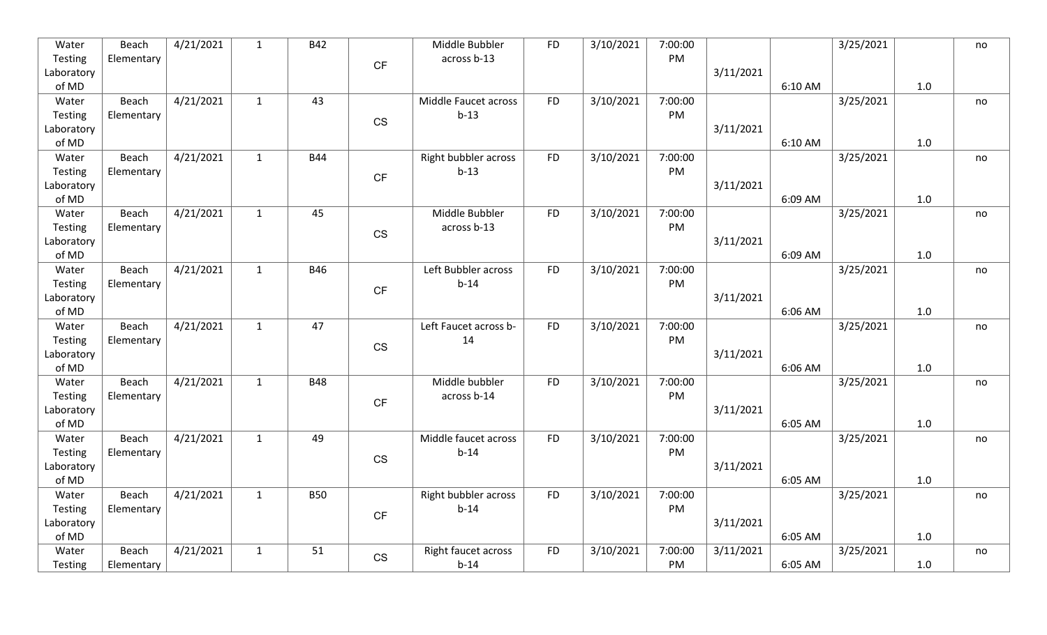| | | | | | | | | | | | | | | |
|---|---|---|---|---|---|---|---|---|---|---|---|---|---|---|
| Water Testing Laboratory of MD | Beach Elementary | 4/21/2021 | 1 | B42 | CF | Middle Bubbler across b-13 | FD | 3/10/2021 | 7:00:00 PM | 3/11/2021 | 6:10 AM | 3/25/2021 | 1.0 | no |
| Water Testing Laboratory of MD | Beach Elementary | 4/21/2021 | 1 | 43 | CS | Middle Faucet across b-13 | FD | 3/10/2021 | 7:00:00 PM | 3/11/2021 | 6:10 AM | 3/25/2021 | 1.0 | no |
| Water Testing Laboratory of MD | Beach Elementary | 4/21/2021 | 1 | B44 | CF | Right bubbler across b-13 | FD | 3/10/2021 | 7:00:00 PM | 3/11/2021 | 6:09 AM | 3/25/2021 | 1.0 | no |
| Water Testing Laboratory of MD | Beach Elementary | 4/21/2021 | 1 | 45 | CS | Middle Bubbler across b-13 | FD | 3/10/2021 | 7:00:00 PM | 3/11/2021 | 6:09 AM | 3/25/2021 | 1.0 | no |
| Water Testing Laboratory of MD | Beach Elementary | 4/21/2021 | 1 | B46 | CF | Left Bubbler across b-14 | FD | 3/10/2021 | 7:00:00 PM | 3/11/2021 | 6:06 AM | 3/25/2021 | 1.0 | no |
| Water Testing Laboratory of MD | Beach Elementary | 4/21/2021 | 1 | 47 | CS | Left Faucet across b-14 | FD | 3/10/2021 | 7:00:00 PM | 3/11/2021 | 6:06 AM | 3/25/2021 | 1.0 | no |
| Water Testing Laboratory of MD | Beach Elementary | 4/21/2021 | 1 | B48 | CF | Middle bubbler across b-14 | FD | 3/10/2021 | 7:00:00 PM | 3/11/2021 | 6:05 AM | 3/25/2021 | 1.0 | no |
| Water Testing Laboratory of MD | Beach Elementary | 4/21/2021 | 1 | 49 | CS | Middle faucet across b-14 | FD | 3/10/2021 | 7:00:00 PM | 3/11/2021 | 6:05 AM | 3/25/2021 | 1.0 | no |
| Water Testing Laboratory of MD | Beach Elementary | 4/21/2021 | 1 | B50 | CF | Right bubbler across b-14 | FD | 3/10/2021 | 7:00:00 PM | 3/11/2021 | 6:05 AM | 3/25/2021 | 1.0 | no |
| Water Testing | Beach Elementary | 4/21/2021 | 1 | 51 | CS | Right faucet across b-14 | FD | 3/10/2021 | 7:00:00 PM | 3/11/2021 | 6:05 AM | 3/25/2021 | 1.0 | no |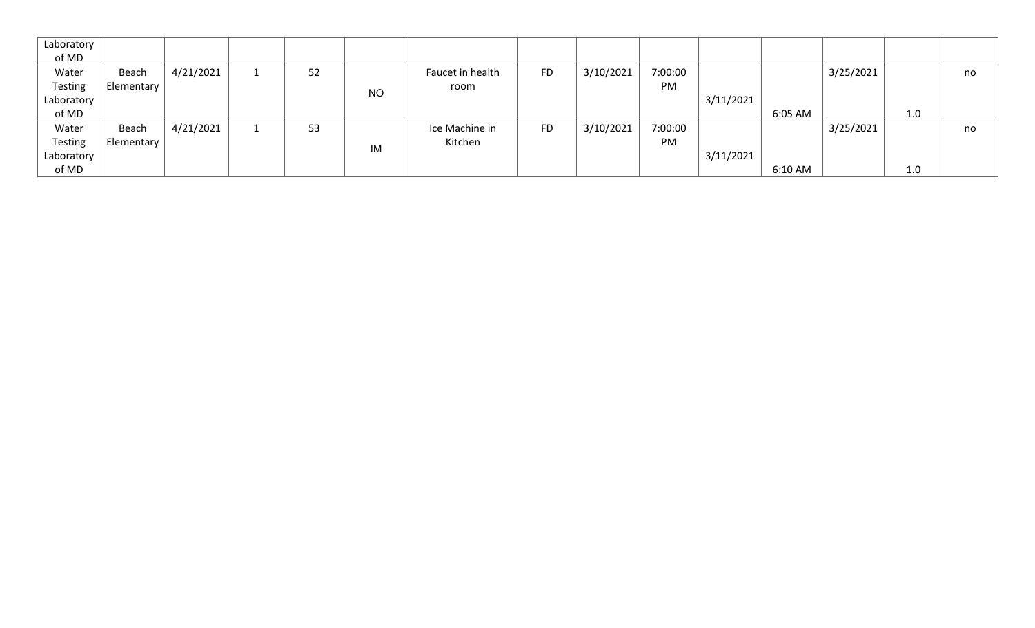| | | | | | | | | | | | | | | |
|---|---|---|---|---|---|---|---|---|---|---|---|---|---|---|
| Laboratory of MD | | | | | | | | | | | | | | |
| Water Testing Laboratory of MD | Beach Elementary | 4/21/2021 | 1 | 52 | NO | Faucet in health room | FD | 3/10/2021 | 7:00:00 PM | 3/11/2021 | 6:05 AM | 3/25/2021 | 1.0 | no |
| Water Testing Laboratory of MD | Beach Elementary | 4/21/2021 | 1 | 53 | IM | Ice Machine in Kitchen | FD | 3/10/2021 | 7:00:00 PM | 3/11/2021 | 6:10 AM | 3/25/2021 | 1.0 | no |